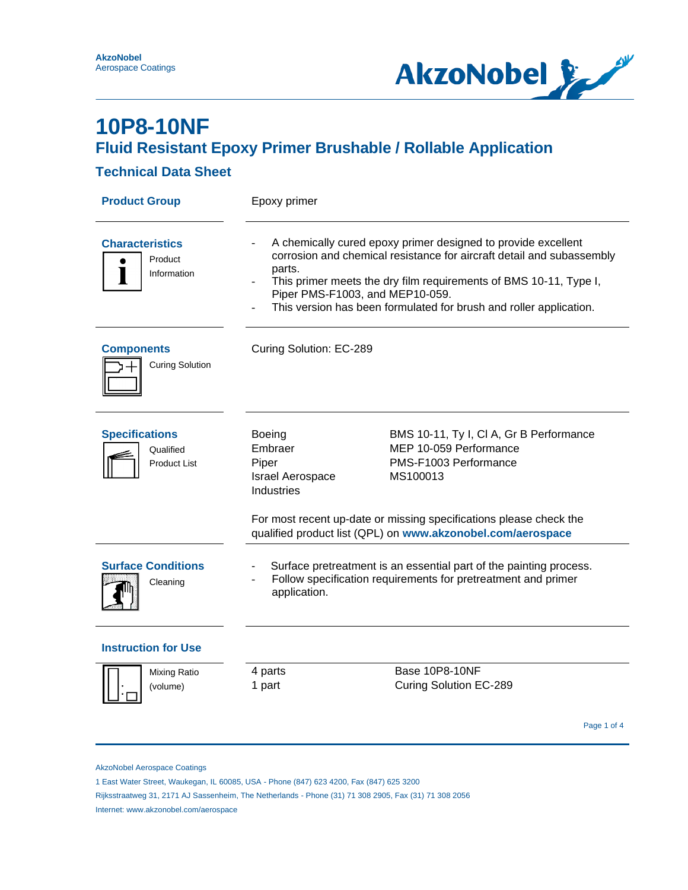# 10P8-10NF

## Fluid Resistant Epoxy Primer Brushable / Rollable Application

### Technical Data Sheet

**Product Group**

Epoxy primer

**Characteristics**

Product Information

- A chemically cured epoxy primer designed to provide excellent corrosion and chemical resistance for aircraft detail and subassembly parts.
- This primer meets the dry film requirements of BMS 10-11, Type I, Piper PMS-F1003, and MEP10-059.
- This version has been formulated for brush and roller application.

**Components**

Curing Solution

Curing Solution: EC-289

**Specifications**

Qualified Product List

| | |
|---|---|
| Boeing | BMS 10-11, Ty I, Cl A, Gr B Performance |
| Embraer | MEP 10-059 Performance |
| Piper | PMS-F1003 Performance |
| Israel Aerospace Industries | MS100013 |

For most recent up-date or missing specifications please check the qualified product list (QPL) on **www.akzonobel.com/aerospace**

**Surface Conditions**

Cleaning

- Surface pretreatment is an essential part of the painting process.
- Follow specification requirements for pretreatment and primer application.

**Instruction for Use**

Mixing Ratio (volume)

| | |
|---|---|
| 4 parts | Base 10P8-10NF |
| 1 part | Curing Solution EC-289 |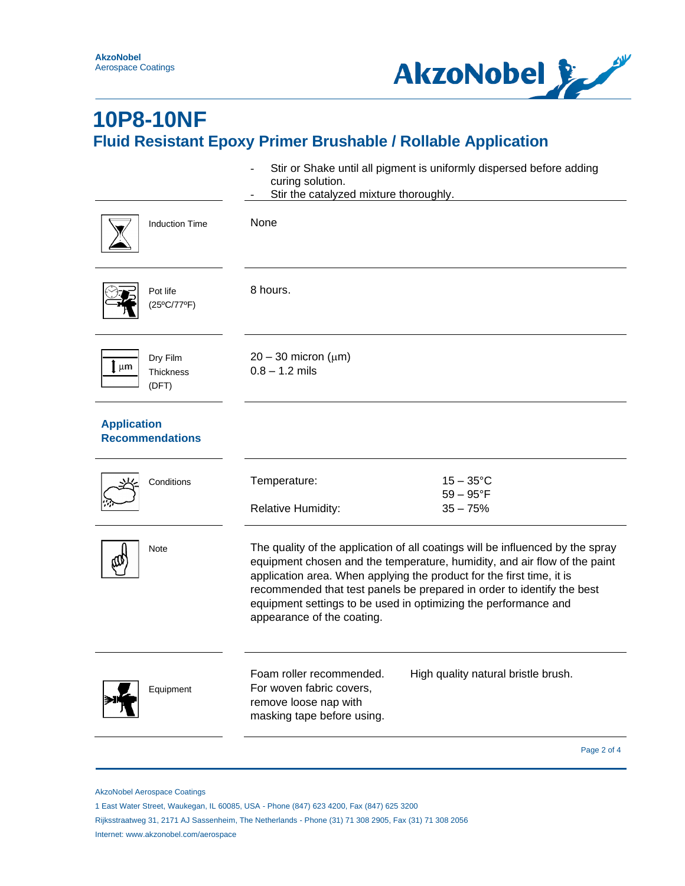# 10P8-10NF

## Fluid Resistant Epoxy Primer Brushable / Rollable Application

- Stir or Shake until all pigment is uniformly dispersed before adding curing solution.
- Stir the catalyzed mixture thoroughly.

| | |
|---|---|
| Induction Time | None |
| Pot life (25ºC/77ºF) | 8 hours. |
| Dry Film Thickness (DFT) | 20 – 30 micron (µm)<br>0.8 – 1.2 mils |

### Application Recommendations

| | | |
|---|---|---|
| Conditions | Temperature:<br><br>Relative Humidity: | 15 – 35°C<br>59 – 95°F<br>35 – 75% |
| Note | The quality of the application of all coatings will be influenced by the spray equipment chosen and the temperature, humidity, and air flow of the paint application area. When applying the product for the first time, it is recommended that test panels be prepared in order to identify the best equipment settings to be used in optimizing the performance and appearance of the coating. | |
| Equipment | Foam roller recommended. For woven fabric covers, remove loose nap with masking tape before using. | High quality natural bristle brush. |

AkzoNobel Aerospace Coatings
1 East Water Street, Waukegan, IL 60085, USA - Phone (847) 623 4200, Fax (847) 625 3200
Rijksstraatweg 31, 2171 AJ Sassenheim, The Netherlands - Phone (31) 71 308 2905, Fax (31) 71 308 2056
Internet: www.akzonobel.com/aerospace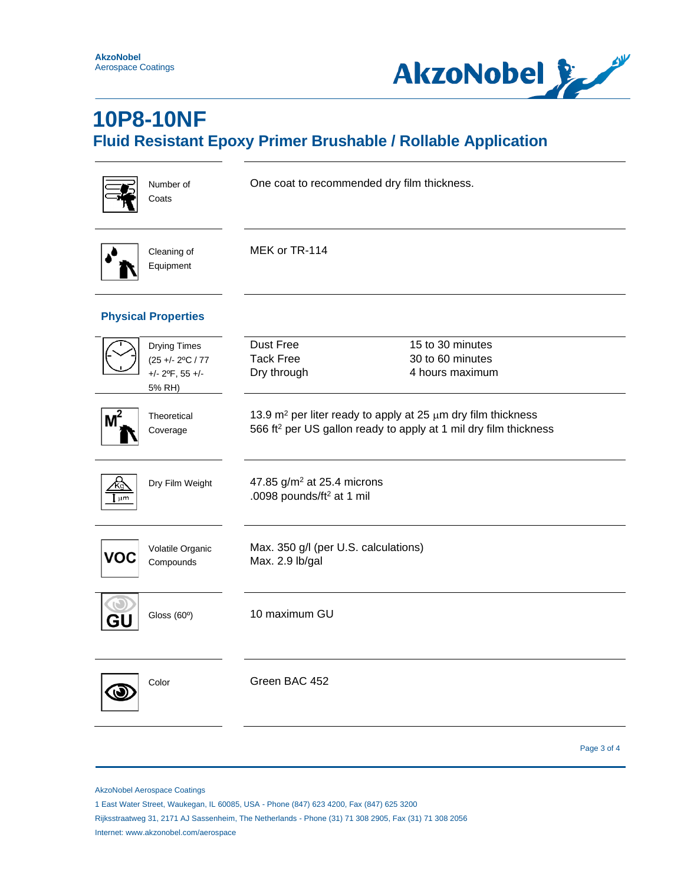# 10P8-10NF

## Fluid Resistant Epoxy Primer Brushable / Rollable Application

| | |
|---|---|
| Number of Coats | One coat to recommended dry film thickness. |
| Cleaning of Equipment | MEK or TR-114 |

### Physical Properties

| | | |
|---|---|---|
| Drying Times (25 +/- 2ºC / 77 +/- 2ºF, 55 +/- 5% RH) | Dust Free<br>Tack Free<br>Dry through | 15 to 30 minutes<br>30 to 60 minutes<br>4 hours maximum |
| Theoretical Coverage | $13.9\ m^2$ per liter ready to apply at 25 µm dry film thickness<br>$566\ ft^2$ per US gallon ready to apply at 1 mil dry film thickness | |
| Dry Film Weight | $47.85\ g/m^2$ at 25.4 microns<br>$.0098\ pounds/ft^2$ at 1 mil | |
| Volatile Organic Compounds | Max. 350 g/l (per U.S. calculations)<br>Max. 2.9 lb/gal | |
| Gloss (60º) | 10 maximum GU | |
| Color | Green BAC 452 | |

AkzoNobel Aerospace Coatings

1 East Water Street, Waukegan, IL 60085, USA - Phone (847) 623 4200, Fax (847) 625 3200

Rijksstraatweg 31, 2171 AJ Sassenheim, The Netherlands - Phone (31) 71 308 2905, Fax (31) 71 308 2056

Internet: www.akzonobel.com/aerospace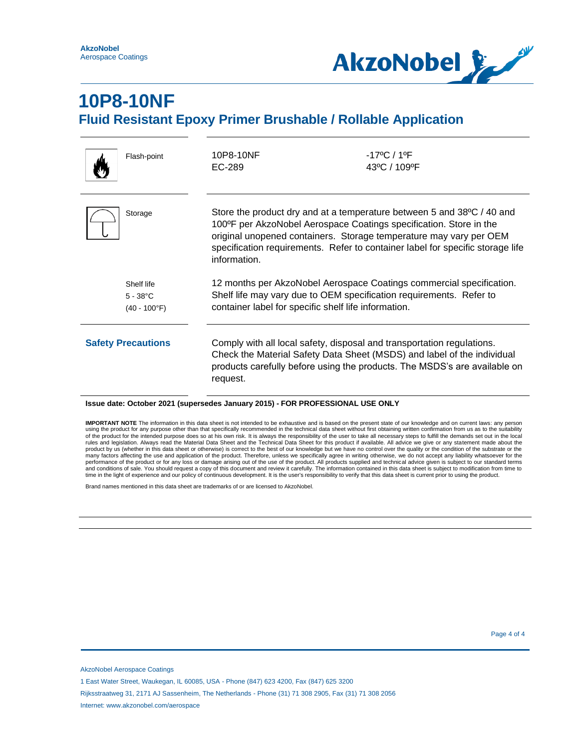# 10P8-10NF

## Fluid Resistant Epoxy Primer Brushable / Rollable Application

| | | |
|---|---|---|
| Flash-point | 10P8-10NF<br>EC-289 | -17ºC / 1ºF<br>43ºC / 109ºF |

| | |
|---|---|
| Storage | Store the product dry and at a temperature between 5 and 38ºC / 40 and 100ºF per AkzoNobel Aerospace Coatings specification. Store in the original unopened containers. Storage temperature may vary per OEM specification requirements. Refer to container label for specific storage life information. |
| Shelf life<br>5 - 38°C<br>(40 - 100°F) | 12 months per AkzoNobel Aerospace Coatings commercial specification. Shelf life may vary due to OEM specification requirements. Refer to container label for specific shelf life information. |

**Safety Precautions**

Comply with all local safety, disposal and transportation regulations. Check the Material Safety Data Sheet (MSDS) and label of the individual products carefully before using the products. The MSDS's are available on request.

**Issue date: October 2021 (supersedes January 2015) - FOR PROFESSIONAL USE ONLY**

**IMPORTANT NOTE** The information in this data sheet is not intended to be exhaustive and is based on the present state of our knowledge and on current laws: any person using the product for any purpose other than that specifically recommended in the technical data sheet without first obtaining written confirmation from us as to the suitability of the product for the intended purpose does so at his own risk. It is always the responsibility of the user to take all necessary steps to fulfill the demands set out in the local rules and legislation. Always read the Material Data Sheet and the Technical Data Sheet for this product if available. All advice we give or any statement made about the product by us (whether in this data sheet or otherwise) is correct to the best of our knowledge but we have no control over the quality or the condition of the substrate or the many factors affecting the use and application of the product. Therefore, unless we specifically agree in writing otherwise, we do not accept any liability whatsoever for the performance of the product or for any loss or damage arising out of the use of the product. All products supplied and technical advice given is subject to our standard terms and conditions of sale. You should request a copy of this document and review it carefully. The information contained in this data sheet is subject to modification from time to time in the light of experience and our policy of continuous development. It is the user's responsibility to verify that this data sheet is current prior to using the product.

Brand names mentioned in this data sheet are trademarks of or are licensed to AkzoNobel.

AkzoNobel Aerospace Coatings

1 East Water Street, Waukegan, IL 60085, USA - Phone (847) 623 4200, Fax (847) 625 3200

Rijksstraatweg 31, 2171 AJ Sassenheim, The Netherlands - Phone (31) 71 308 2905, Fax (31) 71 308 2056

Internet: www.akzonobel.com/aerospace